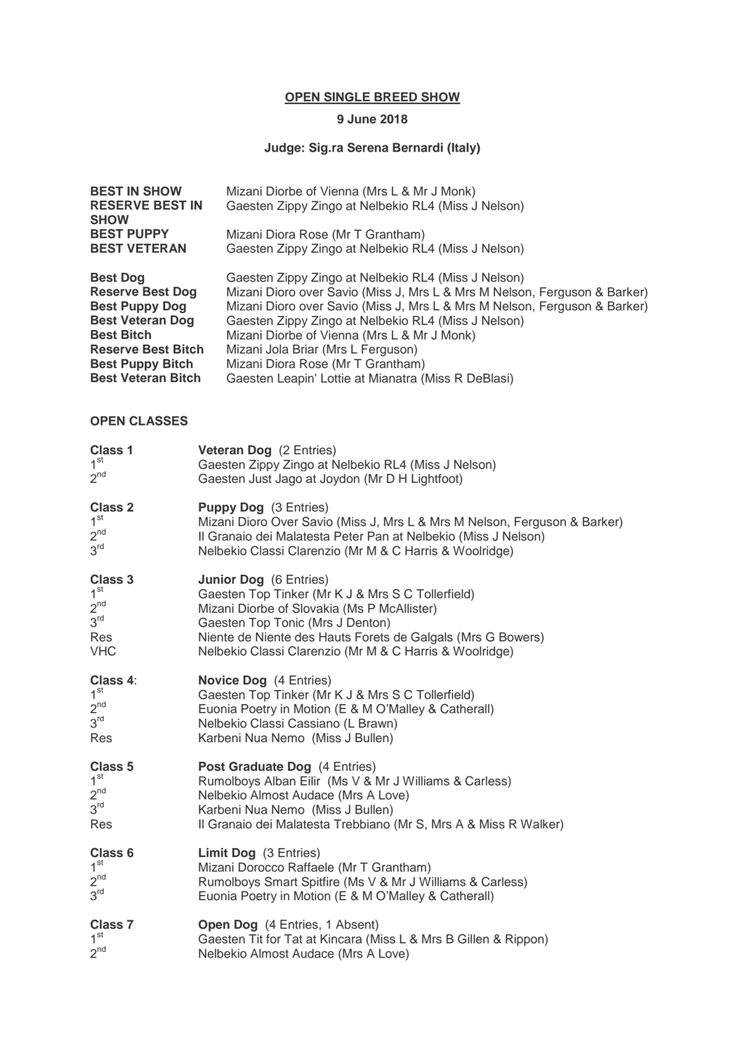**OPEN SINGLE BREED SHOW**

**9 June 2018**

**Judge: Sig.ra Serena Bernardi (Italy)**

| | |
|---|---|
| **BEST IN SHOW** | Mizani Diorbe of Vienna (Mrs L & Mr J Monk) |
| **RESERVE BEST IN SHOW** | Gaesten Zippy Zingo at Nelbekio RL4 (Miss J Nelson) |
| **BEST PUPPY** | Mizani Diora Rose (Mr T Grantham) |
| **BEST VETERAN** | Gaesten Zippy Zingo at Nelbekio RL4 (Miss J Nelson) |

| | |
|---|---|
| **Best Dog** | Gaesten Zippy Zingo at Nelbekio RL4 (Miss J Nelson) |
| **Reserve Best Dog** | Mizani Dioro over Savio (Miss J, Mrs L & Mrs M Nelson, Ferguson & Barker) |
| **Best Puppy Dog** | Mizani Dioro over Savio (Miss J, Mrs L & Mrs M Nelson, Ferguson & Barker) |
| **Best Veteran Dog** | Gaesten Zippy Zingo at Nelbekio RL4 (Miss J Nelson) |
| **Best Bitch** | Mizani Diorbe of Vienna (Mrs L & Mr J Monk) |
| **Reserve Best Bitch** | Mizani Jola Briar (Mrs L Ferguson) |
| **Best Puppy Bitch** | Mizani Diora Rose (Mr T Grantham) |
| **Best Veteran Bitch** | Gaesten Leapin' Lottie at Mianatra (Miss R DeBlasi) |

**OPEN CLASSES**

| | |
|---|---|
| **Class 1** | **Veteran Dog** (2 Entries) |
| 1st | Gaesten Zippy Zingo at Nelbekio RL4 (Miss J Nelson) |
| 2nd | Gaesten Just Jago at Joydon (Mr D H Lightfoot) |

| | |
|---|---|
| **Class 2** | **Puppy Dog** (3 Entries) |
| 1st | Mizani Dioro Over Savio (Miss J, Mrs L & Mrs M Nelson, Ferguson & Barker) |
| 2nd | Il Granaio dei Malatesta Peter Pan at Nelbekio (Miss J Nelson) |
| 3rd | Nelbekio Classi Clarenzio (Mr M & C Harris & Woolridge) |

| | |
|---|---|
| **Class 3** | **Junior Dog** (6 Entries) |
| 1st | Gaesten Top Tinker (Mr K J & Mrs S C Tollerfield) |
| 2nd | Mizani Diorbe of Slovakia (Ms P McAllister) |
| 3rd | Gaesten Top Tonic (Mrs J Denton) |
| Res | Niente de Niente des Hauts Forets de Galgals (Mrs G Bowers) |
| VHC | Nelbekio Classi Clarenzio (Mr M & C Harris & Woolridge) |

| | |
|---|---|
| **Class 4**: | **Novice Dog** (4 Entries) |
| 1st | Gaesten Top Tinker (Mr K J & Mrs S C Tollerfield) |
| 2nd | Euonia Poetry in Motion (E & M O'Malley & Catherall) |
| 3rd | Nelbekio Classi Cassiano (L Brawn) |
| Res | Karbeni Nua Nemo (Miss J Bullen) |

| | |
|---|---|
| **Class 5** | **Post Graduate Dog** (4 Entries) |
| 1st | Rumolboys Alban Eilir (Ms V & Mr J Williams & Carless) |
| 2nd | Nelbekio Almost Audace (Mrs A Love) |
| 3rd | Karbeni Nua Nemo (Miss J Bullen) |
| Res | Il Granaio dei Malatesta Trebbiano (Mr S, Mrs A & Miss R Walker) |

| | |
|---|---|
| **Class 6** | **Limit Dog** (3 Entries) |
| 1st | Mizani Dorocco Raffaele (Mr T Grantham) |
| 2nd | Rumolboys Smart Spitfire (Ms V & Mr J Williams & Carless) |
| 3rd | Euonia Poetry in Motion (E & M O'Malley & Catherall) |

| | |
|---|---|
| **Class 7** | **Open Dog** (4 Entries, 1 Absent) |
| 1st | Gaesten Tit for Tat at Kincara (Miss L & Mrs B Gillen & Rippon) |
| 2nd | Nelbekio Almost Audace (Mrs A Love) |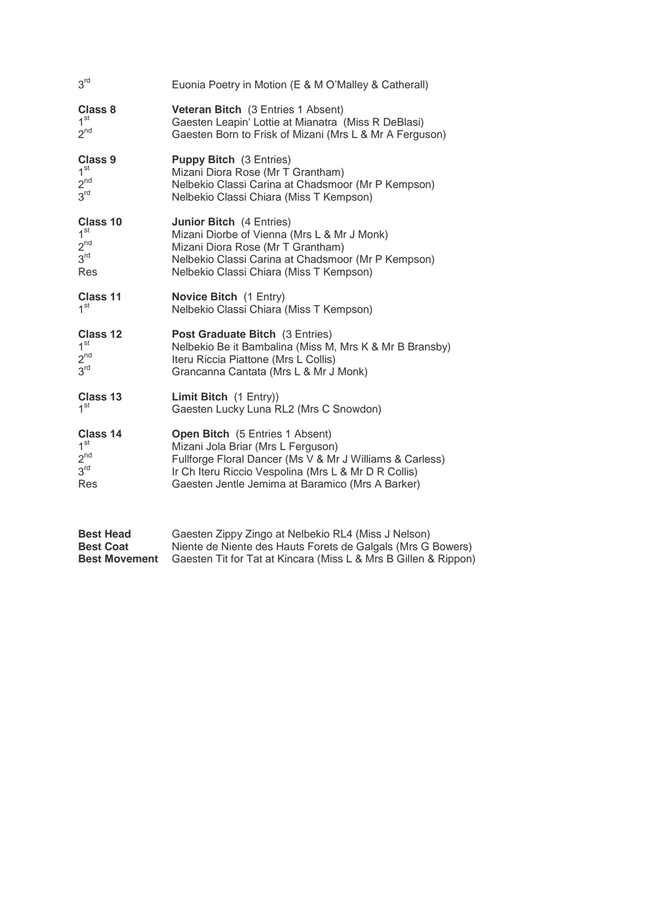3rd Euonia Poetry in Motion (E & M O'Malley & Catherall)

**Class 8** **Veteran Bitch** (3 Entries 1 Absent)
1st Gaesten Leapin' Lottie at Mianatra (Miss R DeBlasi)
2nd Gaesten Born to Frisk of Mizani (Mrs L & Mr A Ferguson)

**Class 9** **Puppy Bitch** (3 Entries)
1st Mizani Diora Rose (Mr T Grantham)
2nd Nelbekio Classi Carina at Chadsmoor (Mr P Kempson)
3rd Nelbekio Classi Chiara (Miss T Kempson)

**Class 10** **Junior Bitch** (4 Entries)
1st Mizani Diorbe of Vienna (Mrs L & Mr J Monk)
2nd Mizani Diora Rose (Mr T Grantham)
3rd Nelbekio Classi Carina at Chadsmoor (Mr P Kempson)
Res Nelbekio Classi Chiara (Miss T Kempson)

**Class 11** **Novice Bitch** (1 Entry)
1st Nelbekio Classi Chiara (Miss T Kempson)

**Class 12** **Post Graduate Bitch** (3 Entries)
1st Nelbekio Be it Bambalina (Miss M, Mrs K & Mr B Bransby)
2nd Iteru Riccia Piattone (Mrs L Collis)
3rd Grancanna Cantata (Mrs L & Mr J Monk)

**Class 13** **Limit Bitch** (1 Entry))
1st Gaesten Lucky Luna RL2 (Mrs C Snowdon)

**Class 14** **Open Bitch** (5 Entries 1 Absent)
1st Mizani Jola Briar (Mrs L Ferguson)
2nd Fullforge Floral Dancer (Ms V & Mr J Williams & Carless)
3rd Ir Ch Iteru Riccio Vespolina (Mrs L & Mr D R Collis)
Res Gaesten Jentle Jemima at Baramico (Mrs A Barker)

**Best Head** Gaesten Zippy Zingo at Nelbekio RL4 (Miss J Nelson)
**Best Coat** Niente de Niente des Hauts Forets de Galgals (Mrs G Bowers)
**Best Movement** Gaesten Tit for Tat at Kincara (Miss L & Mrs B Gillen & Rippon)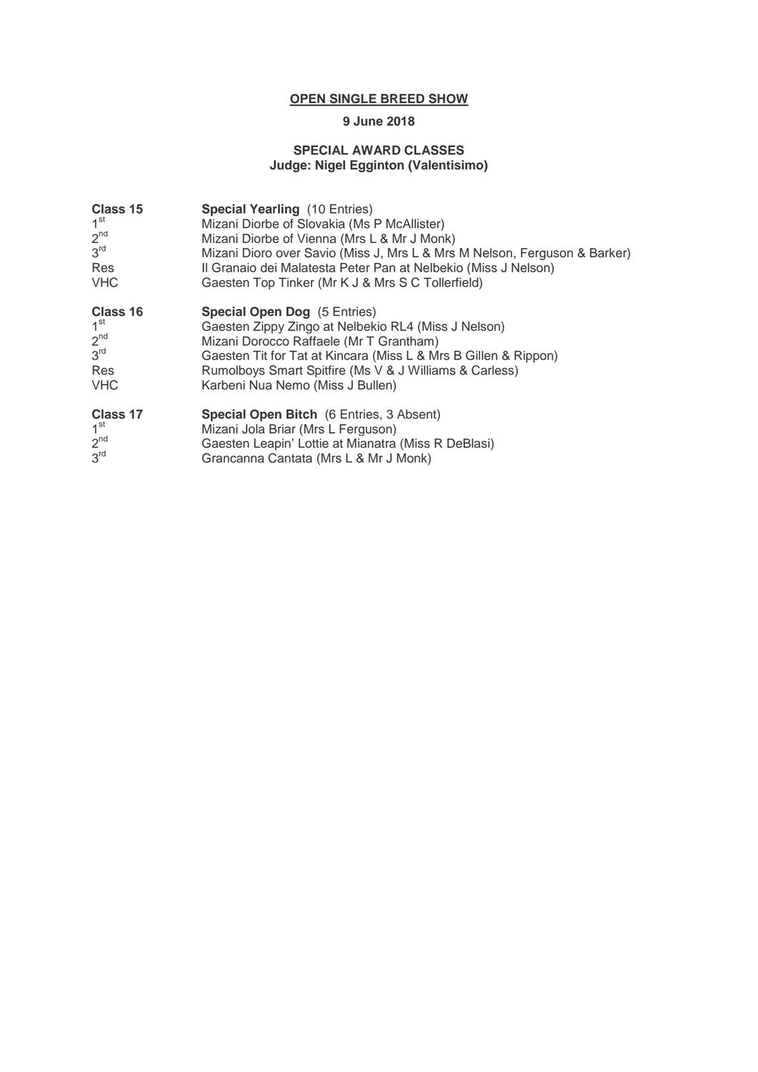**OPEN SINGLE BREED SHOW**

**9 June 2018**

**SPECIAL AWARD CLASSES**
**Judge: Nigel Egginton (Valentisimo)**

| | |
|---|---|
| **Class 15** | **Special Yearling** (10 Entries) |
| 1st | Mizani Diorbe of Slovakia (Ms P McAllister) |
| 2nd | Mizani Diorbe of Vienna (Mrs L & Mr J Monk) |
| 3rd | Mizani Dioro over Savio (Miss J, Mrs L & Mrs M Nelson, Ferguson & Barker) |
| Res | Il Granaio dei Malatesta Peter Pan at Nelbekio (Miss J Nelson) |
| VHC | Gaesten Top Tinker (Mr K J & Mrs S C Tollerfield) |
| **Class 16** | **Special Open Dog** (5 Entries) |
| 1st | Gaesten Zippy Zingo at Nelbekio RL4 (Miss J Nelson) |
| 2nd | Mizani Dorocco Raffaele (Mr T Grantham) |
| 3rd | Gaesten Tit for Tat at Kincara (Miss L & Mrs B Gillen & Rippon) |
| Res | Rumolboys Smart Spitfire (Ms V & J Williams & Carless) |
| VHC | Karbeni Nua Nemo (Miss J Bullen) |
| **Class 17** | **Special Open Bitch** (6 Entries, 3 Absent) |
| 1st | Mizani Jola Briar (Mrs L Ferguson) |
| 2nd | Gaesten Leapin' Lottie at Mianatra (Miss R DeBlasi) |
| 3rd | Grancanna Cantata (Mrs L & Mr J Monk) |